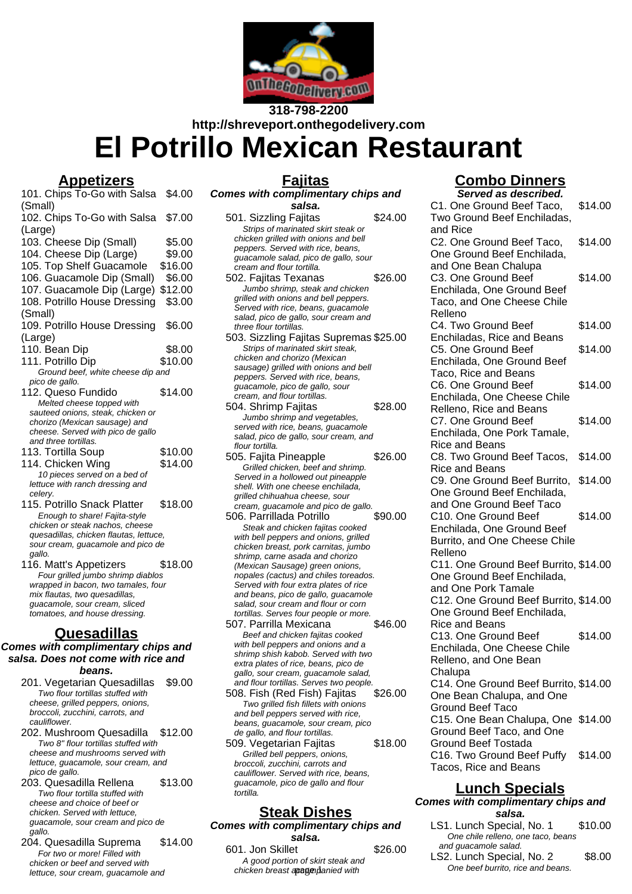318-798-2200
http://shreveport.onthegodelivery.com

# El Potrillo Mexican Restaurant

## Appetizers

101. Chips To-Go with Salsa (Small) $4.00
102. Chips To-Go with Salsa (Large) $7.00
103. Cheese Dip (Small) $5.00
104. Cheese Dip (Large) $9.00
105. Top Shelf Guacamole $16.00
106. Guacamole Dip (Small) $6.00
107. Guacamole Dip (Large) $12.00
108. Potrillo House Dressing (Small) $3.00
109. Potrillo House Dressing (Large) $6.00
110. Bean Dip $8.00
111. Potrillo Dip $10.00
*Ground beef, white cheese dip and pico de gallo.*
112. Queso Fundido $14.00
*Melted cheese topped with sauteed onions, steak, chicken or chorizo (Mexican sausage) and cheese. Served with pico de gallo and three tortillas.*
113. Tortilla Soup $10.00
114. Chicken Wing $14.00
*10 pieces served on a bed of lettuce with ranch dressing and celery.*
115. Potrillo Snack Platter $18.00
*Enough to share! Fajita-style chicken or steak nachos, cheese quesadillas, chicken flautas, lettuce, sour cream, guacamole and pico de gallo.*
116. Matt's Appetizers $18.00
*Four grilled jumbo shrimp diablos wrapped in bacon, two tamales, four mix flautas, two quesadillas, guacamole, sour cream, sliced tomatoes, and house dressing.*

## Quesadillas

**Comes with complimentary chips and salsa. Does not come with rice and beans.**

201. Vegetarian Quesadillas $9.00
*Two flour tortillas stuffed with cheese, grilled peppers, onions, broccoli, zucchini, carrots, and cauliflower.*
202. Mushroom Quesadilla $12.00
*Two 8" flour tortillas stuffed with cheese and mushrooms served with lettuce, guacamole, sour cream, and pico de gallo.*
203. Quesadilla Rellena $13.00
*Two flour tortilla stuffed with cheese and choice of beef or chicken. Served with lettuce, guacamole, sour cream and pico de gallo.*
204. Quesadilla Suprema $14.00
*For two or more! Filled with chicken or beef and served with lettuce, sour cream, guacamole and*

## Fajitas

**Comes with complimentary chips and salsa.**

501. Sizzling Fajitas $24.00
*Strips of marinated skirt steak or chicken grilled with onions and bell peppers. Served with rice, beans, guacamole salad, pico de gallo, sour cream and flour tortilla.*
502. Fajitas Texanas $26.00
*Jumbo shrimp, steak and chicken grilled with onions and bell peppers. Served with rice, beans, guacamole salad, pico de gallo, sour cream and three flour tortillas.*
503. Sizzling Fajitas Supremas $25.00
*Strips of marinated skirt steak, chicken and chorizo (Mexican sausage) grilled with onions and bell peppers. Served with rice, beans, guacamole, pico de gallo, sour cream, and flour tortillas.*
504. Shrimp Fajitas $28.00
*Jumbo shrimp and vegetables, served with rice, beans, guacamole salad, pico de gallo, sour cream, and flour tortilla.*
505. Fajita Pineapple $26.00
*Grilled chicken, beef and shrimp. Served in a hollowed out pineapple shell. With one cheese enchilada, grilled chihuahua cheese, sour cream, guacamole and pico de gallo.*
506. Parrillada Potrillo $90.00
*Steak and chicken fajitas cooked with bell peppers and onions, grilled chicken breast, pork carnitas, jumbo shrimp, carne asada and chorizo (Mexican Sausage) green onions, nopales (cactus) and chiles toreados. Served with four extra plates of rice and beans, pico de gallo, guacamole salad, sour cream and flour or corn tortillas. Serves four people or more.*
507. Parrilla Mexicana $46.00
*Beef and chicken fajitas cooked with bell peppers and onions and a shrimp shish kabob. Served with two extra plates of rice, beans, pico de gallo, sour cream, guacamole salad, and flour tortillas. Serves two people.*
508. Fish (Red Fish) Fajitas $26.00
*Two grilled fish fillets with onions and bell peppers served with rice, beans, guacamole, sour cream, pico de gallo, and flour tortillas.*
509. Vegetarian Fajitas $18.00
*Grilled bell peppers, onions, broccoli, zucchini, carrots and cauliflower. Served with rice, beans, guacamole, pico de gallo and flour tortilla.*

## Steak Dishes

**Comes with complimentary chips and salsa.**

601. Jon Skillet $26.00
*A good portion of skirt steak and chicken breast accompanied with*

## Combo Dinners

**Served as described.**

C1. One Ground Beef Taco, Two Ground Beef Enchiladas, and Rice $14.00
C2. One Ground Beef Taco, One Ground Beef Enchilada, and One Bean Chalupa $14.00
C3. One Ground Beef Enchilada, One Ground Beef Taco, and One Cheese Chile Relleno $14.00
C4. Two Ground Beef Enchiladas, Rice and Beans $14.00
C5. One Ground Beef Enchilada, One Ground Beef Taco, Rice and Beans $14.00
C6. One Ground Beef Enchilada, One Cheese Chile Relleno, Rice and Beans $14.00
C7. One Ground Beef Enchilada, One Pork Tamale, Rice and Beans $14.00
C8. Two Ground Beef Tacos, Rice and Beans $14.00
C9. One Ground Beef Burrito, One Ground Beef Enchilada, and One Ground Beef Taco $14.00
C10. One Ground Beef Enchilada, One Ground Beef Burrito, and One Cheese Chile Relleno $14.00
C11. One Ground Beef Burrito, One Ground Beef Enchilada, and One Pork Tamale $14.00
C12. One Ground Beef Burrito, One Ground Beef Enchilada, Rice and Beans $14.00
C13. One Ground Beef Enchilada, One Cheese Chile Relleno, and One Bean Chalupa $14.00
C14. One Ground Beef Burrito, One Bean Chalupa, and One Ground Beef Taco $14.00
C15. One Bean Chalupa, One Ground Beef Taco, and One Ground Beef Tostada $14.00
C16. Two Ground Beef Puffy Tacos, Rice and Beans $14.00

## Lunch Specials

**Comes with complimentary chips and salsa.**

LS1. Lunch Special, No. 1 $10.00
*One chile relleno, one taco, beans and guacamole salad.*
LS2. Lunch Special, No. 2 $8.00
*One beef burrito, rice and beans.*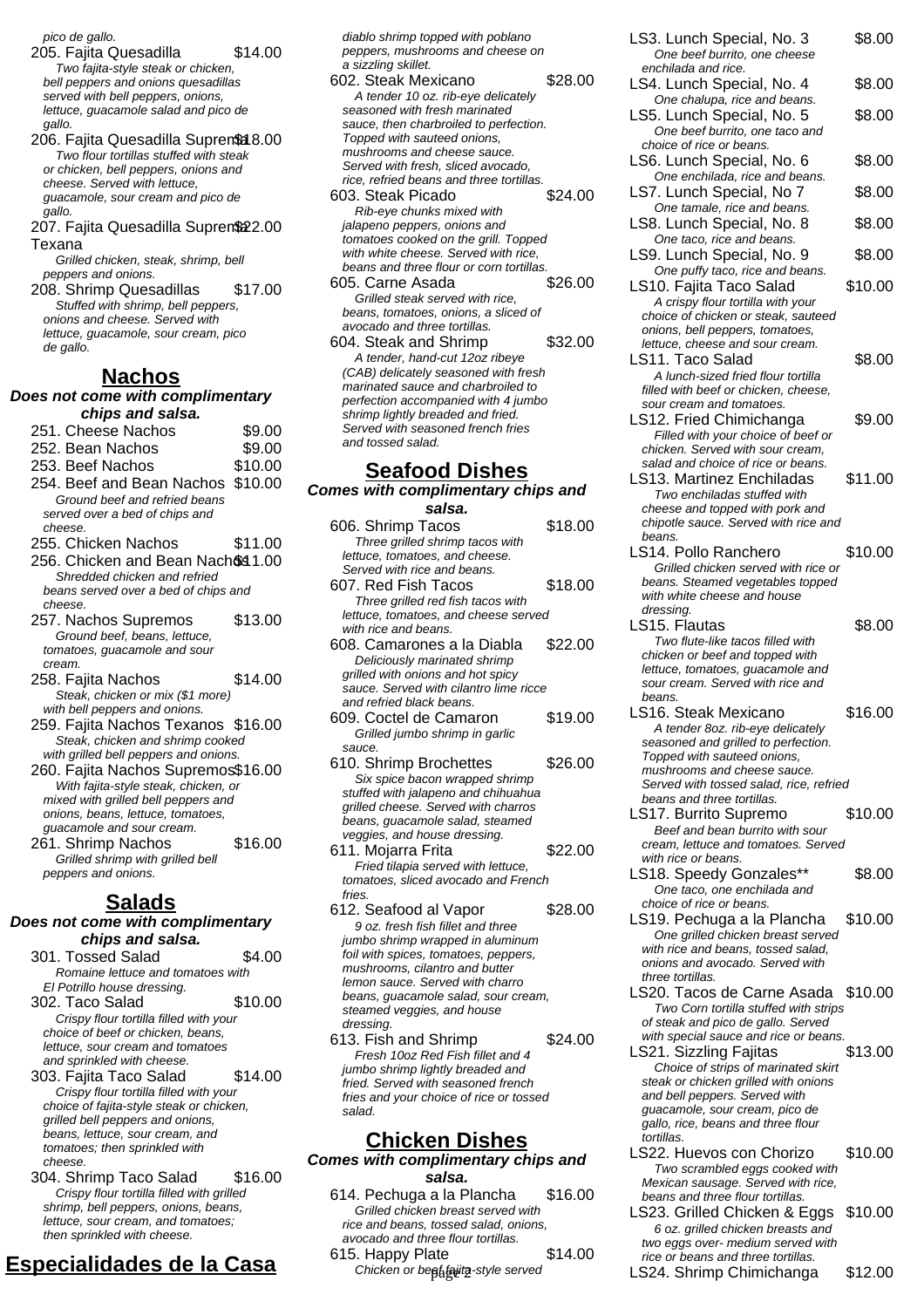pico de gallo.

205. Fajita Quesadilla $14.00
*Two fajita-style steak or chicken, bell peppers and onions quesadillas served with bell peppers, onions, lettuce, guacamole salad and pico de gallo.*

206. Fajita Quesadilla Supreme $18.00
*Two flour tortillas stuffed with steak or chicken, bell peppers, onions and cheese. Served with lettuce, guacamole, sour cream and pico de gallo.*

207. Fajita Quesadilla Supreme Texana $22.00
*Grilled chicken, steak, shrimp, bell peppers and onions.*

208. Shrimp Quesadillas $17.00
*Stuffed with shrimp, bell peppers, onions and cheese. Served with lettuce, guacamole, sour cream, pico de gallo.*

## Nachos

**Does not come with complimentary chips and salsa.**

251. Cheese Nachos $9.00

252. Bean Nachos $9.00

253. Beef Nachos $10.00

254. Beef and Bean Nachos $10.00
*Ground beef and refried beans served over a bed of chips and cheese.*

255. Chicken Nachos $11.00

256. Chicken and Bean Nachos $11.00
*Shredded chicken and refried beans served over a bed of chips and cheese.*

257. Nachos Supremos $13.00
*Ground beef, beans, lettuce, tomatoes, guacamole and sour cream.*

258. Fajita Nachos $14.00
*Steak, chicken or mix ($1 more) with bell peppers and onions.*

259. Fajita Nachos Texanos $16.00
*Steak, chicken and shrimp cooked with grilled bell peppers and onions.*

260. Fajita Nachos Supremos $16.00
*With fajita-style steak, chicken, or mixed with grilled bell peppers and onions, beans, lettuce, tomatoes, guacamole and sour cream.*

261. Shrimp Nachos $16.00
*Grilled shrimp with grilled bell peppers and onions.*

## Salads

**Does not come with complimentary chips and salsa.**

301. Tossed Salad $4.00
*Romaine lettuce and tomatoes with El Potrillo house dressing.*

302. Taco Salad $10.00
*Crispy flour tortilla filled with your choice of beef or chicken, beans, lettuce, sour cream and tomatoes and sprinkled with cheese.*

303. Fajita Taco Salad $14.00
*Crispy flour tortilla filled with your choice of fajita-style steak or chicken, grilled bell peppers and onions, beans, lettuce, sour cream, and tomatoes; then sprinkled with cheese.*

304. Shrimp Taco Salad $16.00
*Crispy flour tortilla filled with grilled shrimp, bell peppers, onions, beans, lettuce, sour cream, and tomatoes; then sprinkled with cheese.*

## Especialidades de la Casa

*diablo shrimp topped with poblano peppers, mushrooms and cheese on a sizzling skillet.*

602. Steak Mexicano $28.00
*A tender 10 oz. rib-eye delicately seasoned with fresh marinated sauce, then charbroiled to perfection. Topped with sauteed onions, mushrooms and cheese sauce. Served with fresh, sliced avocado, rice, refried beans and three tortillas.*

603. Steak Picado $24.00
*Rib-eye chunks mixed with jalapeno peppers, onions and tomatoes cooked on the grill. Topped with white cheese. Served with rice, beans and three flour or corn tortillas.*

605. Carne Asada $26.00
*Grilled steak served with rice, beans, tomatoes, onions, a sliced of avocado and three tortillas.*

604. Steak and Shrimp $32.00
*A tender, hand-cut 12oz ribeye (CAB) delicately seasoned with fresh marinated sauce and charbroiled to perfection accompanied with 4 jumbo shrimp lightly breaded and fried. Served with seasoned french fries and tossed salad.*

## Seafood Dishes

**Comes with complimentary chips and salsa.**

606. Shrimp Tacos $18.00
*Three grilled shrimp tacos with lettuce, tomatoes, and cheese. Served with rice and beans.*

607. Red Fish Tacos $18.00
*Three grilled red fish tacos with lettuce, tomatoes, and cheese served with rice and beans.*

608. Camarones a la Diabla $22.00
*Deliciously marinated shrimp grilled with onions and hot spicy sauce. Served with cilantro lime ricce and refried black beans.*

609. Coctel de Camaron $19.00
*Grilled jumbo shrimp in garlic sauce.*

610. Shrimp Brochettes $26.00
*Six spice bacon wrapped shrimp stuffed with jalapeno and chihuahua grilled cheese. Served with charros beans, guacamole salad, steamed veggies, and house dressing.*

611. Mojarra Frita $22.00
*Fried tilapia served with lettuce, tomatoes, sliced avocado and French fries.*

612. Seafood al Vapor $28.00
*9 oz. fresh fish fillet and three jumbo shrimp wrapped in aluminum foil with spices, tomatoes, peppers, mushrooms, cilantro and butter lemon sauce. Served with charro beans, guacamole salad, sour cream, steamed veggies, and house dressing.*

613. Fish and Shrimp $24.00
*Fresh 10oz Red Fish fillet and 4 jumbo shrimp lightly breaded and fried. Served with seasoned french fries and your choice of rice or tossed salad.*

## Chicken Dishes

**Comes with complimentary chips and salsa.**

614. Pechuga a la Plancha $16.00
*Grilled chicken breast served with rice and beans, tossed salad, onions, avocado and three flour tortillas.*

615. Happy Plate $14.00
*Chicken or beef fajita-style served*

LS3. Lunch Special, No. 3 $8.00
*One beef burrito, one cheese enchilada and rice.*

LS4. Lunch Special, No. 4 $8.00
*One chalupa, rice and beans.*

LS5. Lunch Special, No. 5 $8.00
*One beef burrito, one taco and choice of rice or beans.*

LS6. Lunch Special, No. 6 $8.00
*One enchilada, rice and beans.*

LS7. Lunch Special, No 7 $8.00
*One tamale, rice and beans.*

LS8. Lunch Special, No. 8 $8.00
*One taco, rice and beans.*

LS9. Lunch Special, No. 9 $8.00
*One puffy taco, rice and beans.*

LS10. Fajita Taco Salad $10.00
*A crispy flour tortilla with your choice of chicken or steak, sauteed onions, bell peppers, tomatoes, lettuce, cheese and sour cream.*

LS11. Taco Salad $8.00
*A lunch-sized fried flour tortilla filled with beef or chicken, cheese, sour cream and tomatoes.*

LS12. Fried Chimichanga $9.00
*Filled with your choice of beef or chicken. Served with sour cream, salad and choice of rice or beans.*

LS13. Martinez Enchiladas $11.00
*Two enchiladas stuffed with cheese and topped with pork and chipotle sauce. Served with rice and beans.*

LS14. Pollo Ranchero $10.00
*Grilled chicken served with rice or beans. Steamed vegetables topped with white cheese and house dressing.*

LS15. Flautas $8.00
*Two flute-like tacos filled with chicken or beef and topped with lettuce, tomatoes, guacamole and sour cream. Served with rice and beans.*

LS16. Steak Mexicano $16.00
*A tender 8oz. rib-eye delicately seasoned and grilled to perfection. Topped with sauteed onions, mushrooms and cheese sauce. Served with tossed salad, rice, refried beans and three tortillas.*

LS17. Burrito Supremo $10.00
*Beef and bean burrito with sour cream, lettuce and tomatoes. Served with rice or beans.*

LS18. Speedy Gonzales** $8.00
*One taco, one enchilada and choice of rice or beans.*

LS19. Pechuga a la Plancha $10.00
*One grilled chicken breast served with rice and beans, tossed salad, onions and avocado. Served with three tortillas.*

LS20. Tacos de Carne Asada $10.00
*Two Corn tortilla stuffed with strips of steak and pico de gallo. Served with special sauce and rice or beans.*

LS21. Sizzling Fajitas $13.00
*Choice of strips of marinated skirt steak or chicken grilled with onions and bell peppers. Served with guacamole, sour cream, pico de gallo, rice, beans and three flour tortillas.*

LS22. Huevos con Chorizo $10.00
*Two scrambled eggs cooked with Mexican sausage. Served with rice, beans and three flour tortillas.*

LS23. Grilled Chicken & Eggs $10.00
*6 oz. grilled chicken breasts and two eggs over- medium served with rice or beans and three tortillas.*

LS24. Shrimp Chimichanga $12.00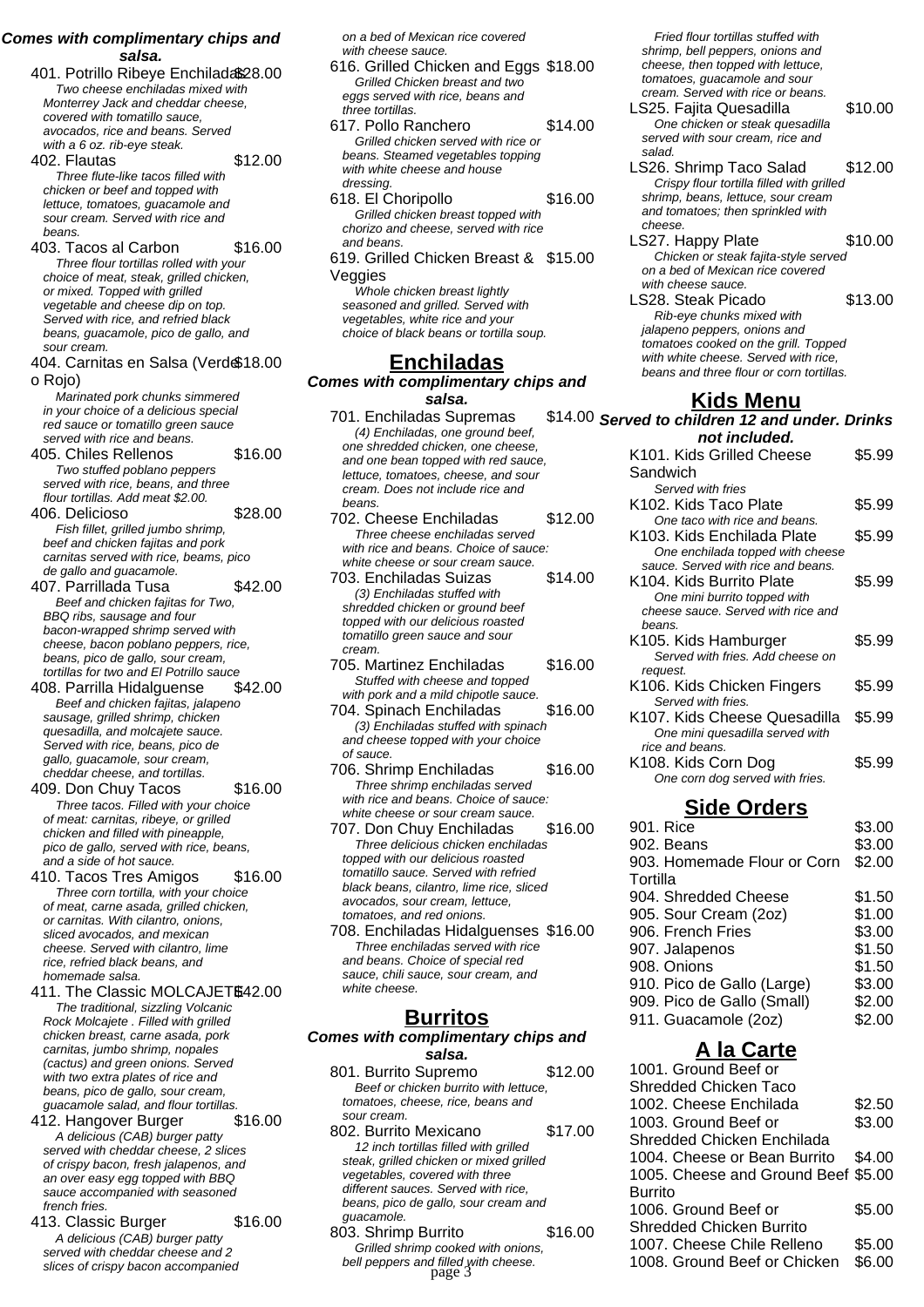**Comes with complimentary chips and salsa.**

401. Potrillo Ribeye Enchiladas $28.00
*Two cheese enchiladas mixed with Monterrey Jack and cheddar cheese, covered with tomatillo sauce, avocados, rice and beans. Served with a 6 oz. rib-eye steak.*

402. Flautas $12.00
*Three flute-like tacos filled with chicken or beef and topped with lettuce, tomatoes, guacamole and sour cream. Served with rice and beans.*

403. Tacos al Carbon $16.00
*Three flour tortillas rolled with your choice of meat, steak, grilled chicken, or mixed. Topped with grilled vegetable and cheese dip on top. Served with rice, and refried black beans, guacamole, pico de gallo, and sour cream.*

404. Carnitas en Salsa (Verde o Rojo) $18.00
*Marinated pork chunks simmered in your choice of a delicious special red sauce or tomatillo green sauce served with rice and beans.*

405. Chiles Rellenos $16.00
*Two stuffed poblano peppers served with rice, beans, and three flour tortillas. Add meat $2.00.*

406. Delicioso $28.00
*Fish fillet, grilled jumbo shrimp, beef and chicken fajitas and pork carnitas served with rice, beams, pico de gallo and guacamole.*

407. Parrillada Tusa $42.00
*Beef and chicken fajitas for Two, BBQ ribs, sausage and four bacon-wrapped shrimp served with cheese, bacon poblano peppers, rice, beans, pico de gallo, sour cream, tortillas for two and El Potrillo sauce*

408. Parrilla Hidalguense $42.00
*Beef and chicken fajitas, jalapeno sausage, grilled shrimp, chicken quesadilla, and molcajete sauce. Served with rice, beans, pico de gallo, guacamole, sour cream, cheddar cheese, and tortillas.*

409. Don Chuy Tacos $16.00
*Three tacos. Filled with your choice of meat: carnitas, ribeye, or grilled chicken and filled with pineapple, pico de gallo, served with rice, beans, and a side of hot sauce.*

410. Tacos Tres Amigos $16.00
*Three corn tortilla, with your choice of meat, carne asada, grilled chicken, or carnitas. With cilantro, onions, sliced avocados, and mexican cheese. Served with cilantro, lime rice, refried black beans, and homemade salsa.*

411. The Classic MOLCAJETE $42.00
*The traditional, sizzling Volcanic Rock Molcajete . Filled with grilled chicken breast, carne asada, pork carnitas, jumbo shrimp, nopales (cactus) and green onions. Served with two extra plates of rice and beans, pico de gallo, sour cream, guacamole salad, and flour tortillas.*

412. Hangover Burger $16.00
*A delicious (CAB) burger patty served with cheddar cheese, 2 slices of crispy bacon, fresh jalapenos, and an over easy egg topped with BBQ sauce accompanied with seasoned french fries.*

413. Classic Burger $16.00
*A delicious (CAB) burger patty served with cheddar cheese and 2 slices of crispy bacon accompanied on a bed of Mexican rice covered with cheese sauce.*

616. Grilled Chicken and Eggs $18.00
*Grilled Chicken breast and two eggs served with rice, beans and three tortillas.*

617. Pollo Ranchero $14.00
*Grilled chicken served with rice or beans. Steamed vegetables topping with white cheese and house dressing.*

618. El Choripollo $16.00
*Grilled chicken breast topped with chorizo and cheese, served with rice and beans.*

619. Grilled Chicken Breast & Veggies $15.00
*Whole chicken breast lightly seasoned and grilled. Served with vegetables, white rice and your choice of black beans or tortilla soup.*

## Enchiladas

**Comes with complimentary chips and salsa.**

701. Enchiladas Supremas $14.00
*(4) Enchiladas, one ground beef, one shredded chicken, one cheese, and one bean topped with red sauce, lettuce, tomatoes, cheese, and sour cream. Does not include rice and beans.*

702. Cheese Enchiladas $12.00
*Three cheese enchiladas served with rice and beans. Choice of sauce: white cheese or sour cream sauce.*

703. Enchiladas Suizas $14.00
*(3) Enchiladas stuffed with shredded chicken or ground beef topped with our delicious roasted tomatillo green sauce and sour cream.*

705. Martinez Enchiladas $16.00
*Stuffed with cheese and topped with pork and a mild chipotle sauce.*

704. Spinach Enchiladas $16.00
*(3) Enchiladas stuffed with spinach and cheese topped with your choice of sauce.*

706. Shrimp Enchiladas $16.00
*Three shrimp enchiladas served with rice and beans. Choice of sauce: white cheese or sour cream sauce.*

707. Don Chuy Enchiladas $16.00
*Three delicious chicken enchiladas topped with our delicious roasted tomatillo sauce. Served with refried black beans, cilantro, lime rice, sliced avocados, sour cream, lettuce, tomatoes, and red onions.*

708. Enchiladas Hidalguenses $16.00
*Three enchiladas served with rice and beans. Choice of special red sauce, chili sauce, sour cream, and white cheese.*

## Burritos

**Comes with complimentary chips and salsa.**

801. Burrito Supremo $12.00
*Beef or chicken burrito with lettuce, tomatoes, cheese, rice, beans and sour cream.*

802. Burrito Mexicano $17.00
*12 inch tortillas filled with grilled steak, grilled chicken or mixed grilled vegetables, covered with three different sauces. Served with rice, beans, pico de gallo, sour cream and guacamole.*

803. Shrimp Burrito $16.00
*Grilled shrimp cooked with onions, bell peppers and filled with cheese.*

*Fried flour tortillas stuffed with shrimp, bell peppers, onions and cheese, then topped with lettuce, tomatoes, guacamole and sour cream. Served with rice or beans.*

LS25. Fajita Quesadilla $10.00
*One chicken or steak quesadilla served with sour cream, rice and salad.*

LS26. Shrimp Taco Salad $12.00
*Crispy flour tortilla filled with grilled shrimp, beans, lettuce, sour cream and tomatoes; then sprinkled with cheese.*

LS27. Happy Plate $10.00
*Chicken or steak fajita-style served on a bed of Mexican rice covered with cheese sauce.*

LS28. Steak Picado $13.00
*Rib-eye chunks mixed with jalapeno peppers, onions and tomatoes cooked on the grill. Topped with white cheese. Served with rice, beans and three flour or corn tortillas.*

## Kids Menu

**Served to children 12 and under. Drinks not included.**

K101. Kids Grilled Cheese Sandwich $5.99
*Served with fries*

K102. Kids Taco Plate $5.99
*One taco with rice and beans.*

K103. Kids Enchilada Plate $5.99
*One enchilada topped with cheese sauce. Served with rice and beans.*

K104. Kids Burrito Plate $5.99
*One mini burrito topped with cheese sauce. Served with rice and beans.*

K105. Kids Hamburger $5.99
*Served with fries. Add cheese on request.*

K106. Kids Chicken Fingers $5.99
*Served with fries.*

K107. Kids Cheese Quesadilla $5.99
*One mini quesadilla served with rice and beans.*

K108. Kids Corn Dog $5.99
*One corn dog served with fries.*

## Side Orders

| Item | Price |
|---|---|
| 901. Rice | $3.00 |
| 902. Beans | $3.00 |
| 903. Homemade Flour or Corn Tortilla | $2.00 |
| 904. Shredded Cheese | $1.50 |
| 905. Sour Cream (2oz) | $1.00 |
| 906. French Fries | $3.00 |
| 907. Jalapenos | $1.50 |
| 908. Onions | $1.50 |
| 910. Pico de Gallo (Large) | $3.00 |
| 909. Pico de Gallo (Small) | $2.00 |
| 911. Guacamole (2oz) | $2.00 |

## A la Carte

| Item | Price |
|---|---|
| 1001. Ground Beef or Shredded Chicken Taco | |
| 1002. Cheese Enchilada | $2.50 |
| 1003. Ground Beef or Shredded Chicken Enchilada | $3.00 |
| 1004. Cheese or Bean Burrito | $4.00 |
| 1005. Cheese and Ground Beef Burrito | $5.00 |
| 1006. Ground Beef or Shredded Chicken Burrito | $5.00 |
| 1007. Cheese Chile Relleno | $5.00 |
| 1008. Ground Beef or Chicken | $6.00 |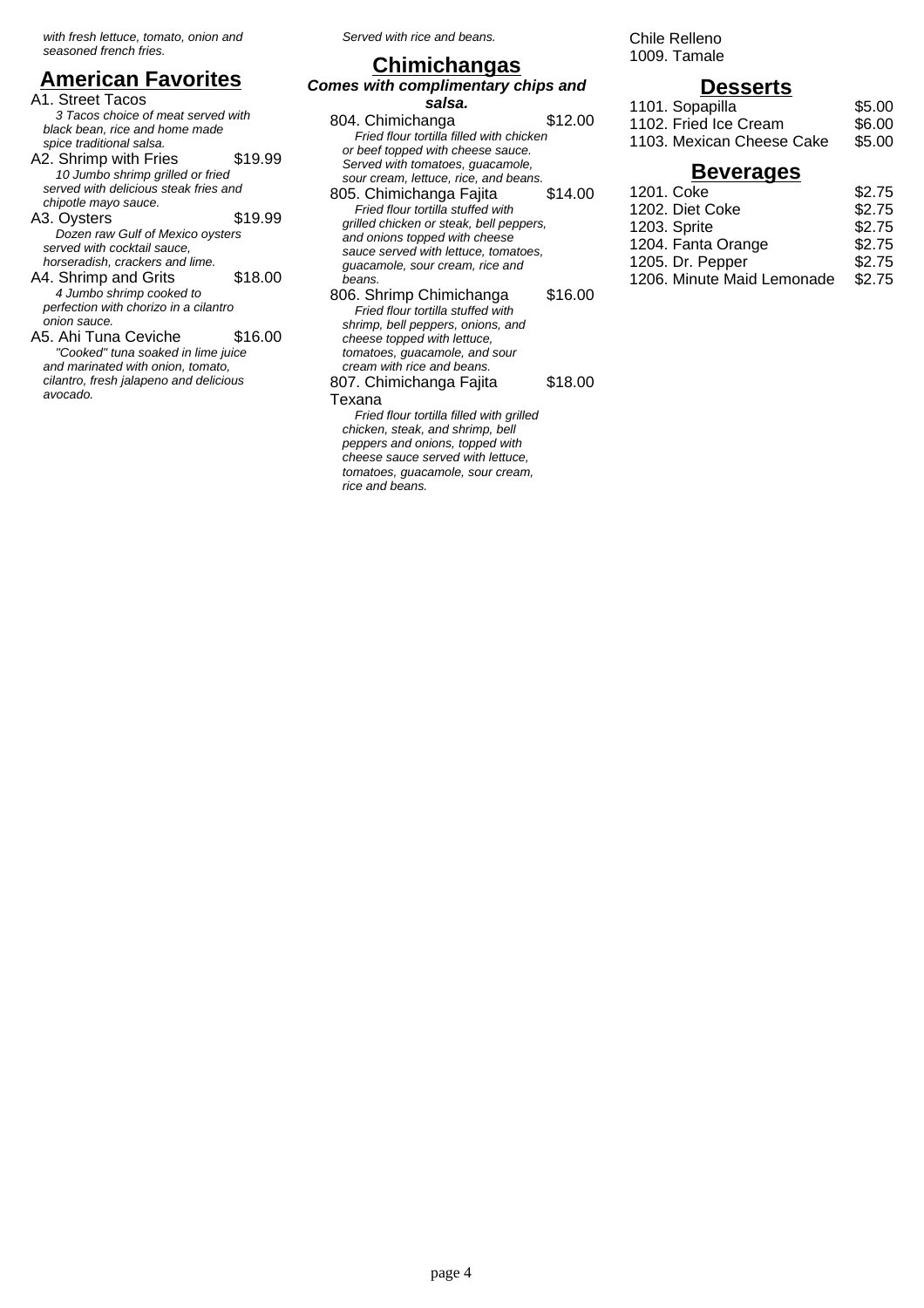*with fresh lettuce, tomato, onion and seasoned french fries.*

## American Favorites

A1. Street Tacos
*3 Tacos choice of meat served with black bean, rice and home made spice traditional salsa.*

A2. Shrimp with Fries $19.99
*10 Jumbo shrimp grilled or fried served with delicious steak fries and chipotle mayo sauce.*

A3. Oysters $19.99
*Dozen raw Gulf of Mexico oysters served with cocktail sauce, horseradish, crackers and lime.*

A4. Shrimp and Grits $18.00
*4 Jumbo shrimp cooked to perfection with chorizo in a cilantro onion sauce.*

A5. Ahi Tuna Ceviche $16.00
*"Cooked" tuna soaked in lime juice and marinated with onion, tomato, cilantro, fresh jalapeno and delicious avocado.*

*Served with rice and beans.*

## Chimichangas

***Comes with complimentary chips and salsa.***

804. Chimichanga $12.00
*Fried flour tortilla filled with chicken or beef topped with cheese sauce. Served with tomatoes, guacamole, sour cream, lettuce, rice, and beans.*

805. Chimichanga Fajita $14.00
*Fried flour tortilla stuffed with grilled chicken or steak, bell peppers, and onions topped with cheese sauce served with lettuce, tomatoes, guacamole, sour cream, rice and beans.*

806. Shrimp Chimichanga $16.00
*Fried flour tortilla stuffed with shrimp, bell peppers, onions, and cheese topped with lettuce, tomatoes, guacamole, and sour cream with rice and beans.*

807. Chimichanga Fajita Texana $18.00
*Fried flour tortilla filled with grilled chicken, steak, and shrimp, bell peppers and onions, topped with cheese sauce served with lettuce, tomatoes, guacamole, sour cream, rice and beans.*

Chile Relleno
1009. Tamale

## Desserts

| | |
|---|---|
| 1101. Sopapilla | $5.00 |
| 1102. Fried Ice Cream | $6.00 |
| 1103. Mexican Cheese Cake | $5.00 |

## Beverages

| | |
|---|---|
| 1201. Coke | $2.75 |
| 1202. Diet Coke | $2.75 |
| 1203. Sprite | $2.75 |
| 1204. Fanta Orange | $2.75 |
| 1205. Dr. Pepper | $2.75 |
| 1206. Minute Maid Lemonade | $2.75 |